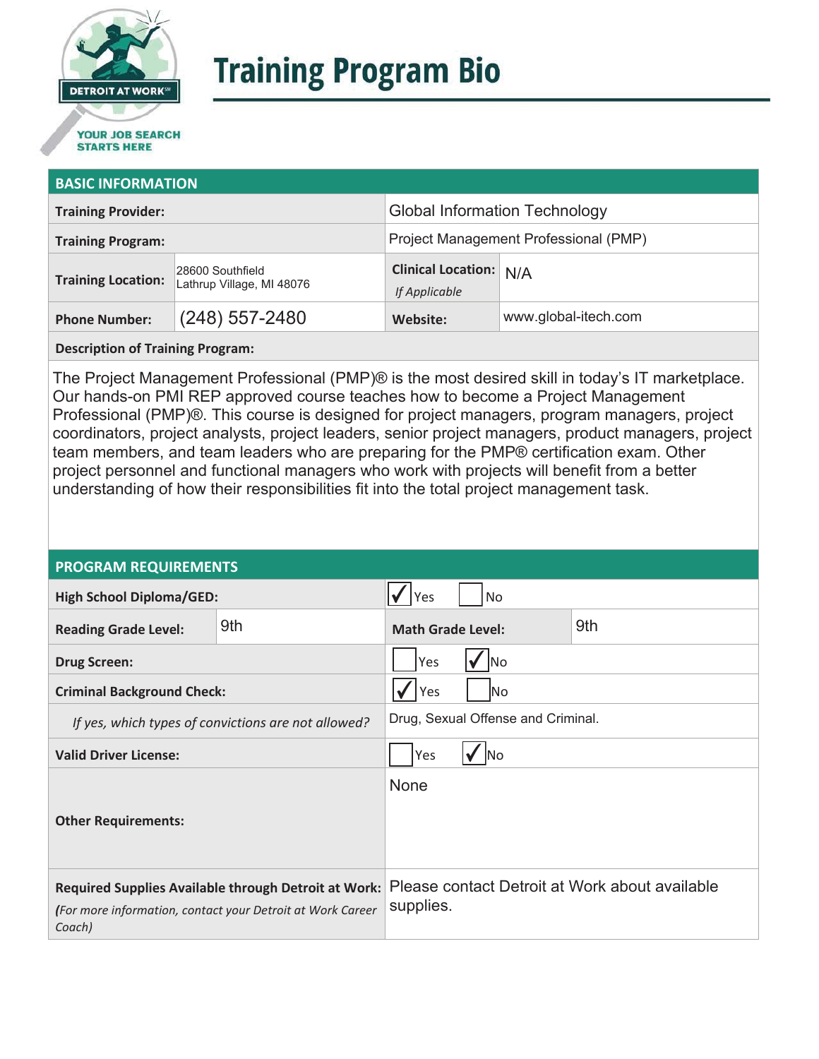# Training Program Bio

## BASIC INFORMATION

| | | | |
|---|---|---|---|
| **Training Provider:** | | Global Information Technology | |
| **Training Program:** | | Project Management Professional (PMP) | |
| **Training Location:** | 28600 Southfield<br>Lathrup Village, MI 48076 | **Clinical Location:**<br>*If Applicable* | N/A |
| **Phone Number:** | (248) 557-2480 | **Website:** | www.global-itech.com |

**Description of Training Program:**

The Project Management Professional (PMP)® is the most desired skill in today's IT marketplace. Our hands-on PMI REP approved course teaches how to become a Project Management Professional (PMP)®. This course is designed for project managers, program managers, project coordinators, project analysts, project leaders, senior project managers, product managers, project team members, and team leaders who are preparing for the PMP® certification exam. Other project personnel and functional managers who work with projects will benefit from a better understanding of how their responsibilities fit into the total project management task.

## PROGRAM REQUIREMENTS

| | | | |
|---|---|---|---|
| **High School Diploma/GED:** | | ☑ Yes ☐ No | |
| **Reading Grade Level:** | 9th | **Math Grade Level:** | 9th |
| **Drug Screen:** | | ☐ Yes ☑ No | |
| **Criminal Background Check:** | | ☑ Yes ☐ No | |
| *If yes, which types of convictions are not allowed?* | | Drug, Sexual Offense and Criminal. | |
| **Valid Driver License:** | | ☐ Yes ☑ No | |
| **Other Requirements:** | | None | |
| **Required Supplies Available through Detroit at Work:**<br>*(For more information, contact your Detroit at Work Career Coach)* | | Please contact Detroit at Work about available supplies. | |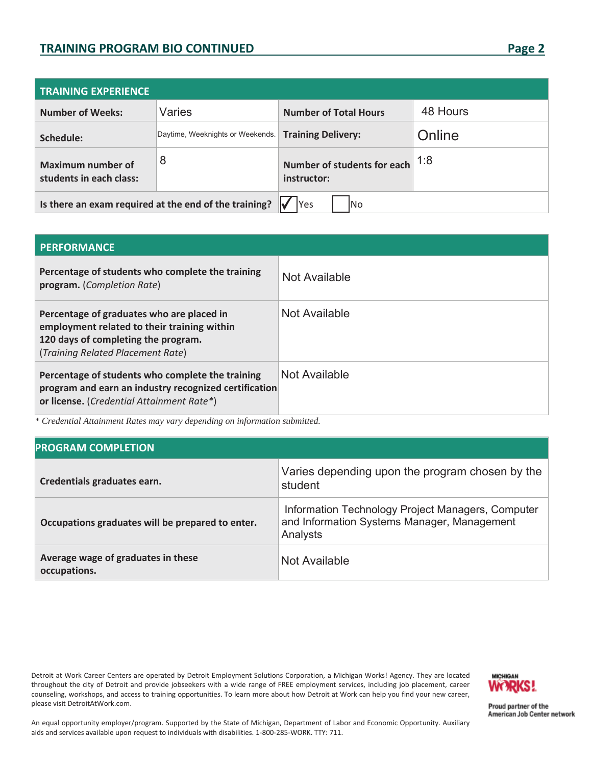## TRAINING PROGRAM BIO CONTINUED

| TRAINING EXPERIENCE | | | |
|---|---|---|---|
| **Number of Weeks:** | Varies | **Number of Total Hours** | 48 Hours |
| **Schedule:** | Daytime, Weeknights or Weekends. | **Training Delivery:** | Online |
| **Maximum number of students in each class:** | 8 | **Number of students for each instructor:** | 1:8 |
| **Is there an exam required at the end of the training?** | ☑ Yes ☐ No | | |

| PERFORMANCE | |
|---|---|
| **Percentage of students who complete the training program.** (*Completion Rate*) | Not Available |
| **Percentage of graduates who are placed in employment related to their training within 120 days of completing the program.** (*Training Related Placement Rate*) | Not Available |
| **Percentage of students who complete the training program and earn an industry recognized certification or license.** (*Credential Attainment Rate**) | Not Available |

*\* Credential Attainment Rates may vary depending on information submitted.*

| PROGRAM COMPLETION | |
|---|---|
| **Credentials graduates earn.** | Varies depending upon the program chosen by the student |
| **Occupations graduates will be prepared to enter.** | Information Technology Project Managers, Computer and Information Systems Manager, Management Analysts |
| **Average wage of graduates in these occupations.** | Not Available |

Detroit at Work Career Centers are operated by Detroit Employment Solutions Corporation, a Michigan Works! Agency. They are located throughout the city of Detroit and provide jobseekers with a wide range of FREE employment services, including job placement, career counseling, workshops, and access to training opportunities. To learn more about how Detroit at Work can help you find your new career, please visit DetroitAtWork.com.

MICHIGAN WORKS! Proud partner of the American Job Center network

An equal opportunity employer/program. Supported by the State of Michigan, Department of Labor and Economic Opportunity. Auxiliary aids and services available upon request to individuals with disabilities. 1-800-285-WORK. TTY: 711.